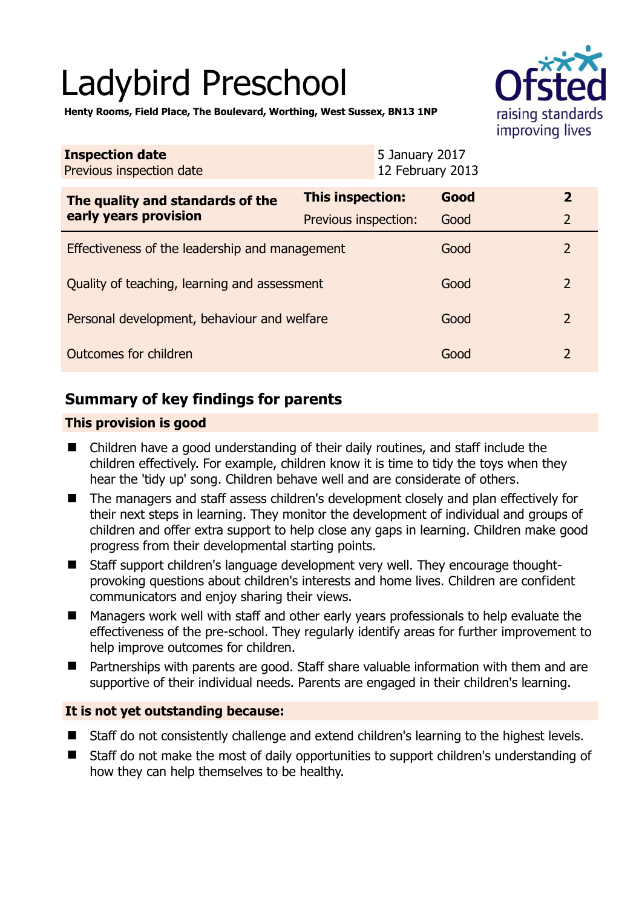# Ladybird Preschool

**Henty Rooms, Field Place, The Boulevard, Worthing, West Sussex, BN13 1NP**

| **Inspection date** | 5 January 2017 |
|---|---|
| Previous inspection date | 12 February 2013 |

| **The quality and standards of the early years provision** | **This inspection:** | **Good** | **2** |
|---|---|---|---|
| | Previous inspection: | Good | 2 |
| Effectiveness of the leadership and management | | Good | 2 |
| Quality of teaching, learning and assessment | | Good | 2 |
| Personal development, behaviour and welfare | | Good | 2 |
| Outcomes for children | | Good | 2 |

## Summary of key findings for parents

### This provision is good

- Children have a good understanding of their daily routines, and staff include the children effectively. For example, children know it is time to tidy the toys when they hear the 'tidy up' song. Children behave well and are considerate of others.
- The managers and staff assess children's development closely and plan effectively for their next steps in learning. They monitor the development of individual and groups of children and offer extra support to help close any gaps in learning. Children make good progress from their developmental starting points.
- Staff support children's language development very well. They encourage thought-provoking questions about children's interests and home lives. Children are confident communicators and enjoy sharing their views.
- Managers work well with staff and other early years professionals to help evaluate the effectiveness of the pre-school. They regularly identify areas for further improvement to help improve outcomes for children.
- Partnerships with parents are good. Staff share valuable information with them and are supportive of their individual needs. Parents are engaged in their children's learning.

### It is not yet outstanding because:

- Staff do not consistently challenge and extend children's learning to the highest levels.
- Staff do not make the most of daily opportunities to support children's understanding of how they can help themselves to be healthy.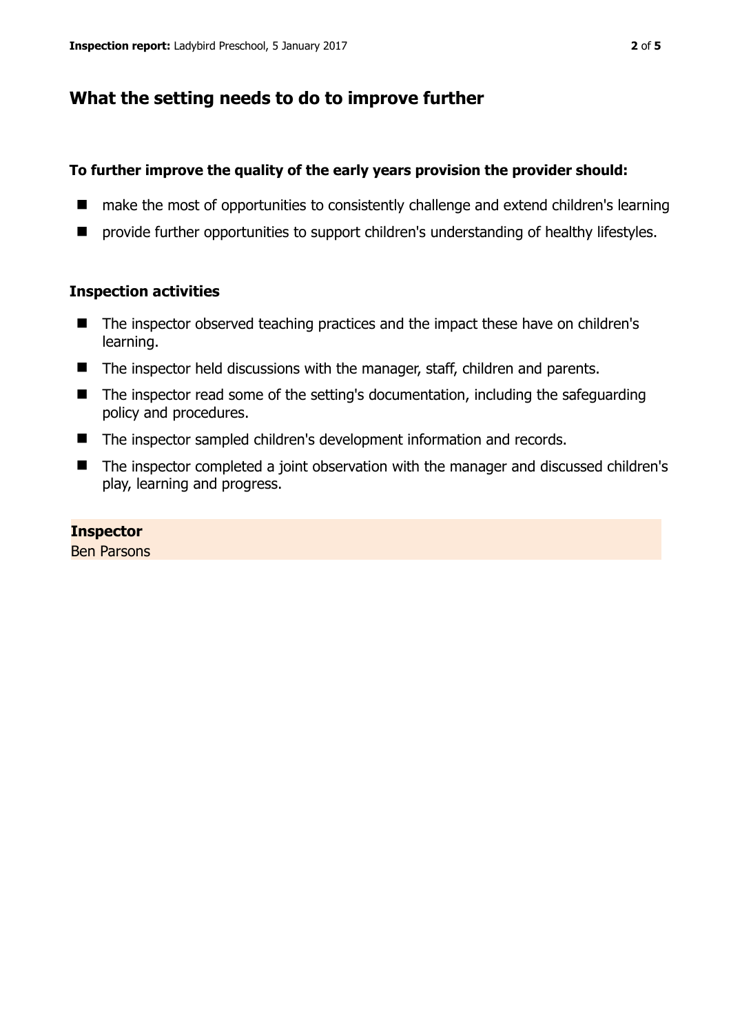## What the setting needs to do to improve further

**To further improve the quality of the early years provision the provider should:**

- make the most of opportunities to consistently challenge and extend children's learning
- provide further opportunities to support children's understanding of healthy lifestyles.

### Inspection activities

- The inspector observed teaching practices and the impact these have on children's learning.
- The inspector held discussions with the manager, staff, children and parents.
- The inspector read some of the setting's documentation, including the safeguarding policy and procedures.
- The inspector sampled children's development information and records.
- The inspector completed a joint observation with the manager and discussed children's play, learning and progress.

**Inspector**
Ben Parsons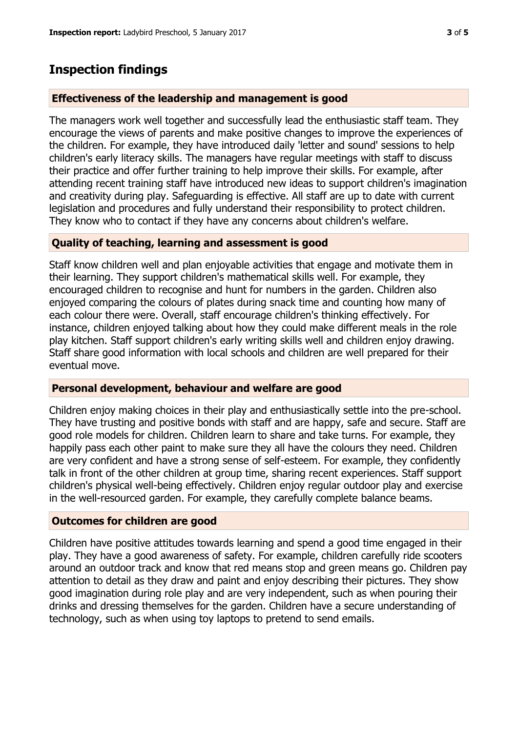## Inspection findings

### Effectiveness of the leadership and management is good

The managers work well together and successfully lead the enthusiastic staff team. They encourage the views of parents and make positive changes to improve the experiences of the children. For example, they have introduced daily 'letter and sound' sessions to help children's early literacy skills. The managers have regular meetings with staff to discuss their practice and offer further training to help improve their skills. For example, after attending recent training staff have introduced new ideas to support children's imagination and creativity during play. Safeguarding is effective. All staff are up to date with current legislation and procedures and fully understand their responsibility to protect children. They know who to contact if they have any concerns about children's welfare.

### Quality of teaching, learning and assessment is good

Staff know children well and plan enjoyable activities that engage and motivate them in their learning. They support children's mathematical skills well. For example, they encouraged children to recognise and hunt for numbers in the garden. Children also enjoyed comparing the colours of plates during snack time and counting how many of each colour there were. Overall, staff encourage children's thinking effectively. For instance, children enjoyed talking about how they could make different meals in the role play kitchen. Staff support children's early writing skills well and children enjoy drawing. Staff share good information with local schools and children are well prepared for their eventual move.

### Personal development, behaviour and welfare are good

Children enjoy making choices in their play and enthusiastically settle into the pre-school. They have trusting and positive bonds with staff and are happy, safe and secure. Staff are good role models for children. Children learn to share and take turns. For example, they happily pass each other paint to make sure they all have the colours they need. Children are very confident and have a strong sense of self-esteem. For example, they confidently talk in front of the other children at group time, sharing recent experiences. Staff support children's physical well-being effectively. Children enjoy regular outdoor play and exercise in the well-resourced garden. For example, they carefully complete balance beams.

### Outcomes for children are good

Children have positive attitudes towards learning and spend a good time engaged in their play. They have a good awareness of safety. For example, children carefully ride scooters around an outdoor track and know that red means stop and green means go. Children pay attention to detail as they draw and paint and enjoy describing their pictures. They show good imagination during role play and are very independent, such as when pouring their drinks and dressing themselves for the garden. Children have a secure understanding of technology, such as when using toy laptops to pretend to send emails.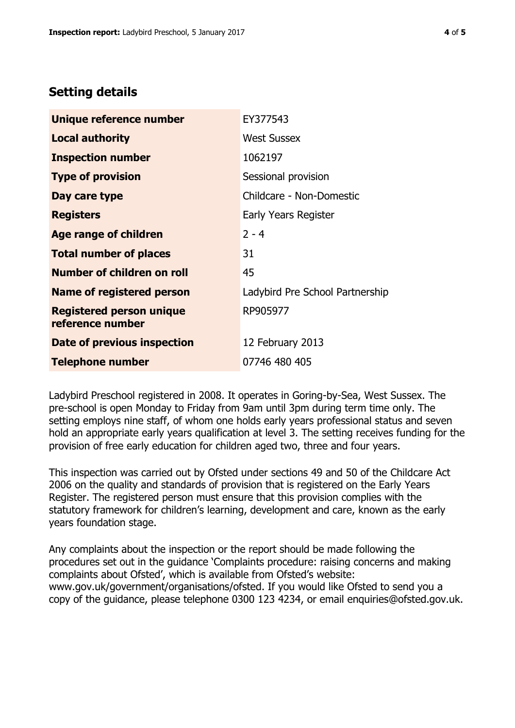## Setting details

| | |
|---|---|
| **Unique reference number** | EY377543 |
| **Local authority** | West Sussex |
| **Inspection number** | 1062197 |
| **Type of provision** | Sessional provision |
| **Day care type** | Childcare - Non-Domestic |
| **Registers** | Early Years Register |
| **Age range of children** | 2 - 4 |
| **Total number of places** | 31 |
| **Number of children on roll** | 45 |
| **Name of registered person** | Ladybird Pre School Partnership |
| **Registered person unique reference number** | RP905977 |
| **Date of previous inspection** | 12 February 2013 |
| **Telephone number** | 07746 480 405 |

Ladybird Preschool registered in 2008. It operates in Goring-by-Sea, West Sussex. The pre-school is open Monday to Friday from 9am until 3pm during term time only. The setting employs nine staff, of whom one holds early years professional status and seven hold an appropriate early years qualification at level 3. The setting receives funding for the provision of free early education for children aged two, three and four years.

This inspection was carried out by Ofsted under sections 49 and 50 of the Childcare Act 2006 on the quality and standards of provision that is registered on the Early Years Register. The registered person must ensure that this provision complies with the statutory framework for children's learning, development and care, known as the early years foundation stage.

Any complaints about the inspection or the report should be made following the procedures set out in the guidance 'Complaints procedure: raising concerns and making complaints about Ofsted', which is available from Ofsted's website: www.gov.uk/government/organisations/ofsted. If you would like Ofsted to send you a copy of the guidance, please telephone 0300 123 4234, or email enquiries@ofsted.gov.uk.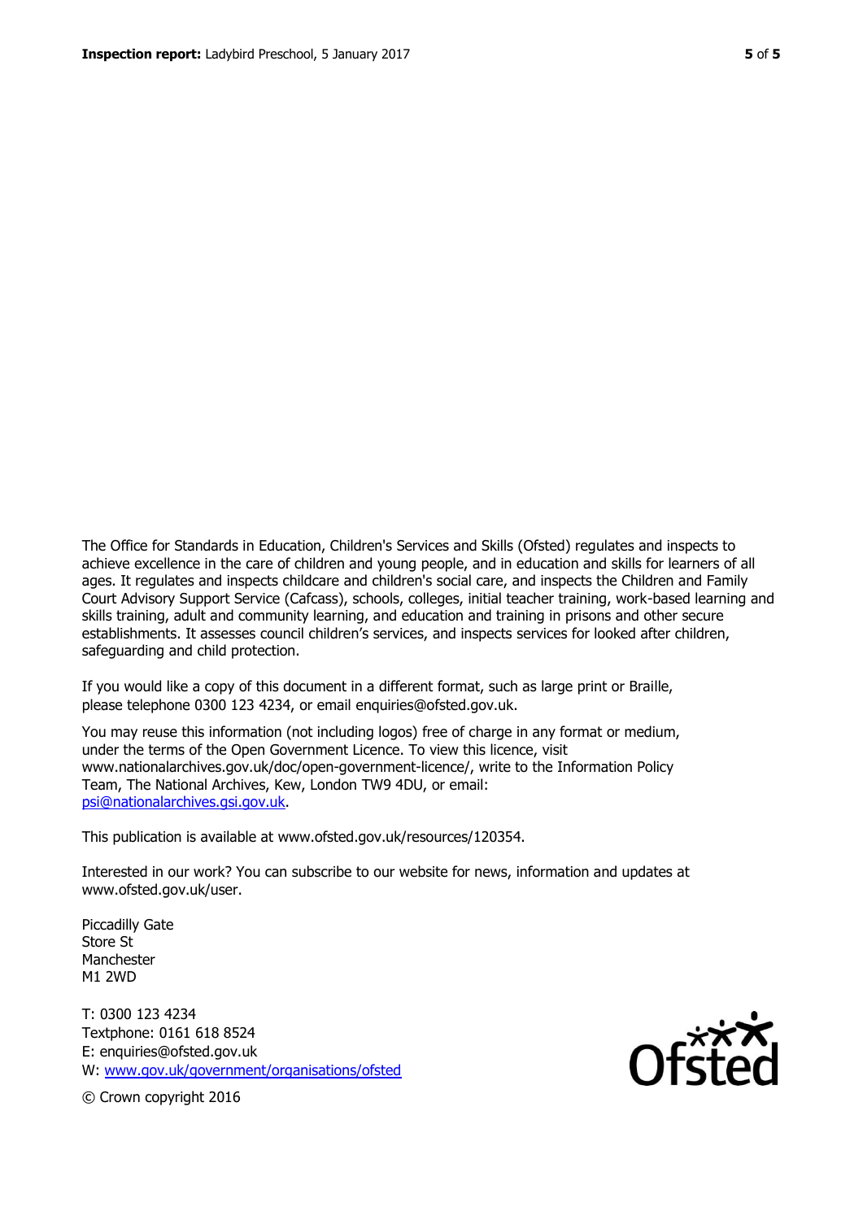The Office for Standards in Education, Children's Services and Skills (Ofsted) regulates and inspects to achieve excellence in the care of children and young people, and in education and skills for learners of all ages. It regulates and inspects childcare and children's social care, and inspects the Children and Family Court Advisory Support Service (Cafcass), schools, colleges, initial teacher training, work-based learning and skills training, adult and community learning, and education and training in prisons and other secure establishments. It assesses council children's services, and inspects services for looked after children, safeguarding and child protection.

If you would like a copy of this document in a different format, such as large print or Braille, please telephone 0300 123 4234, or email enquiries@ofsted.gov.uk.

You may reuse this information (not including logos) free of charge in any format or medium, under the terms of the Open Government Licence. To view this licence, visit www.nationalarchives.gov.uk/doc/open-government-licence/, write to the Information Policy Team, The National Archives, Kew, London TW9 4DU, or email: psi@nationalarchives.gsi.gov.uk.

This publication is available at www.ofsted.gov.uk/resources/120354.

Interested in our work? You can subscribe to our website for news, information and updates at www.ofsted.gov.uk/user.

Piccadilly Gate
Store St
Manchester
M1 2WD

T: 0300 123 4234
Textphone: 0161 618 8524
E: enquiries@ofsted.gov.uk
W: www.gov.uk/government/organisations/ofsted

© Crown copyright 2016